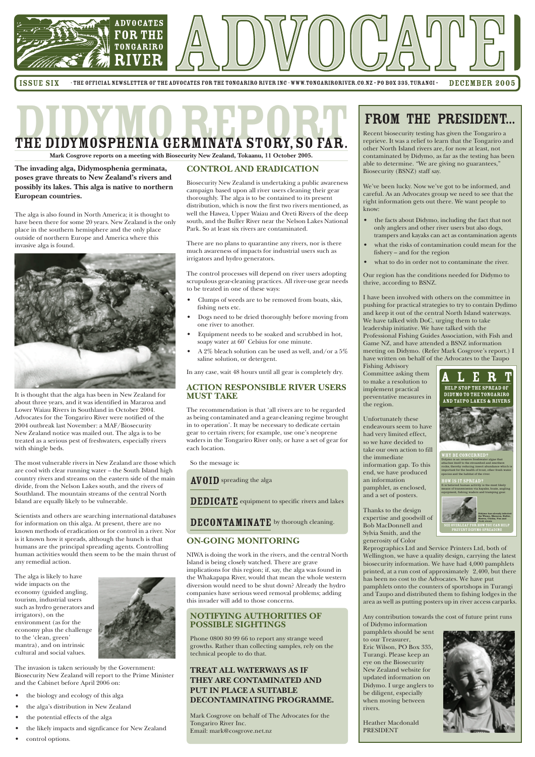# ADVOCATES FOR THE TONGARIRO RIVER — ADVOCATE

**ISSUE SIX** · THE OFFICIAL NEWSLETTER OF THE ADVOCATES FOR THE TONGARIRO RIVER INC · WWW.TONGARIRORIVER.CO.NZ · PO BOX 335, TURANGI · **DECEMBER 2005**

# DIDYMO REPORT

## THE DIDYMOSPHENIA GERMINATA STORY, SO FAR.

**Mark Cosgrove reports on a meeting with Biosecurity New Zealand, Tokaanu, 11 October 2005.**

**The invading alga, Didymosphenia germinata, poses grave threats to New Zealand's rivers and possibly its lakes. This alga is native to northern European countries.**

The alga is also found in North America; it is thought to have been there for some 20 years. New Zealand is the only place in the southern hemisphere and the only place outside of northern Europe and America where this invasive alga is found.

It is thought that the alga has been in New Zealand for about three years, and it was identified in Mararoa and Lower Waiau Rivers in Southland in October 2004. Advocates for the Tongariro River were notified of the 2004 outbreak last November: a MAF/Biosecurity New Zealand notice was mailed out. The alga is to be treated as a serious pest of freshwaters, especially rivers with shingle beds.

The most vulnerable rivers in New Zealand are those which are cool with clear running water – the South Island high country rivers and streams on the eastern side of the main divide, from the Nelson Lakes south, and the rivers of Southland. The mountain streams of the central North Island are equally likely to be vulnerable.

Scientists and others are searching international databases for information on this alga. At present, there are no known methods of eradication or for control in a river. Nor is it known how it spreads, although the hunch is that humans are the principal spreading agents. Controlling human activities would then seem to be the main thrust of any remedial action.

The alga is likely to have wide impacts on the economy (guided angling, tourism, industrial users such as hydro generators and irrigators), on the environment (as for the economy plus the challenge to the 'clean, green' mantra), and on intrinsic cultural and social values.

The invasion is taken seriously by the Government: Biosecurity New Zealand will report to the Prime Minister and the Cabinet before April 2006 on:

- the biology and ecology of this alga
- the alga's distribution in New Zealand
- the potential effects of the alga
- the likely impacts and signficance for New Zealand
- control options.

### CONTROL AND ERADICATION

Biosecurity New Zealand is undertaking a public awareness campaign based upon all river users cleaning their gear thoroughly. The alga is to be contained to its present distribution, which is now the first two rivers mentioned, as well the Hawea, Upper Waiau and Oreti Rivers of the deep south, and the Buller River near the Nelson Lakes National Park. So at least six rivers are contaminated.

There are no plans to quarantine any rivers, nor is there much awareness of impacts for industrial users such as irrigators and hydro generators.

The control processes will depend on river users adopting scrupulous gear-cleaning practices. All river-use gear needs to be treated in one of these ways:

- Clumps of weeds are to be removed from boats, skis, fishing nets etc.
- Dogs need to be dried thoroughly before moving from one river to another.
- Equipment needs to be soaked and scrubbed in hot, soapy water at 60˚ Celsius for one minute.
- A 2% bleach solution can be used as well, and/or a 5% saline solution, or detergent.

In any case, wait 48 hours until all gear is completely dry.

### ACTION RESPONSIBLE RIVER USERS MUST TAKE

The recommendation is that 'all rivers are to be regarded as being contaminated and a gear-cleaning regime brought in to operation'. It may be necessary to dedicate certain gear to certain rivers; for example, use one's neoprene waders in the Tongariro River only, or have a set of gear for each location.

So the message is:

**AVOID** spreading the alga

**DEDICATE** equipment to specific rivers and lakes

**DECONTAMINATE** by thorough cleaning.

### ON-GOING MONITORING

NIWA is doing the work in the rivers, and the central North Island is being closely watched. There are grave implications for this region; if, say, the alga was found in the Whakapapa River, would that mean the whole western diversion would need to be shut down? Already the hydro companies have serious weed removal problems; adding this invader will add to those concerns.

### NOTIFYING AUTHORITIES OF POSSIBLE SIGHTINGS

Phone 0800 80 99 66 to report any strange weed growths. Rather than collecting samples, rely on the technical people to do that.

### TREAT ALL WATERWAYS AS IF THEY ARE CONTAMINATED AND PUT IN PLACE A SUITABLE DECONTAMINATING PROGRAMME.

Mark Cosgrove on behalf of The Advocates for the Tongariro River Inc.
Email: mark@cosgrove.net.nz

# FROM THE PRESIDENT...

Recent biosecurity testing has given the Tongariro a reprieve. It was a relief to learn that the Tongariro and other North Island rivers are, for now at least, not contaminated by Didymo, as far as the testing has been able to determine. "We are giving no guarantees," Biosecurity (BSNZ) staff say.

We've been lucky. Now we've got to be informed, and careful. As an Advocates group we need to see that the right information gets out there. We want people to know:

- the facts about Didymo, including the fact that not only anglers and other river users but also dogs, trampers and kayaks can act as contamination agents
- what the risks of contamination could mean for the fishery – and for the region
- what to do in order not to contaminate the river.

Our region has the conditions needed for Didymo to thrive, according to BSNZ.

I have been involved with others on the committee in pushing for practical strategies to try to contain Dydimo and keep it out of the central North Island waterways. We have talked with DoC, urging them to take leadership initiative. We have talked with the Professional Fishing Guides Association, with Fish and Game NZ, and have attended a BSNZ information meeting on Didymo. (Refer Mark Cosgrove's report.) I have written on behalf of the Advocates to the Taupo Fishing Advisory Committee asking them to make a resolution to implement practical preventative measures in the region.

**ALERT**
**HELP STOP THE SPREAD OF DIDYMO TO THE TONGARIRO AND TAUPO LAKES & RIVERS**

**WHY BE CONCERNED?** Didymo is an invasive freshwater algae that attaches itself to the streambed and smothers rocks, thereby reducing insect abundance which is important for the health of trout, other fresh water species and the habitat of the river.

**HOW IS IT SPREAD?** It is believed human activity is the most likely means of transmission via kayaks, boats, angling equipment, fishing waders and tramping gear.

Didymo has already infected the Waiau, Mararoa, Buller, Hawea, Clutha, Tau and Oreti rivers.

SEE OVERLEAF FOR HOW YOU CAN HELP PREVENT DIDYMO SPREADING

Unfortunately these endeavours seem to have had very limited effect, so we have decided to take our own action to fill the immediate information gap. To this end, we have produced an information pamphlet, as enclosed, and a set of posters.

Thanks to the design expertise and goodwill of Bob MacDonnell and Sylvia Smith, and the generosity of Color Reprographics Ltd and Service Printers Ltd, both of Wellington, we have a quality design, carrying the latest biosecurity information. We have had 4,000 pamphlets printed, at a run cost of approximately 2,400, but there has been no cost to the Advocates. We have put pamphlets onto the counters of sportshops in Turangi and Taupo and distributed them to fishing lodges in the area as well as putting posters up in river access carparks.

Any contribution towards the cost of future print runs of Didymo information pamphlets should be sent to our Treasurer, Eric Wilson, PO Box 335, Turangi. Please keep an eye on the Biosecurity New Zealand website for updated information on Didymo. I urge anglers to be diligent, especially when moving between rivers.

Heather Macdonald
PRESIDENT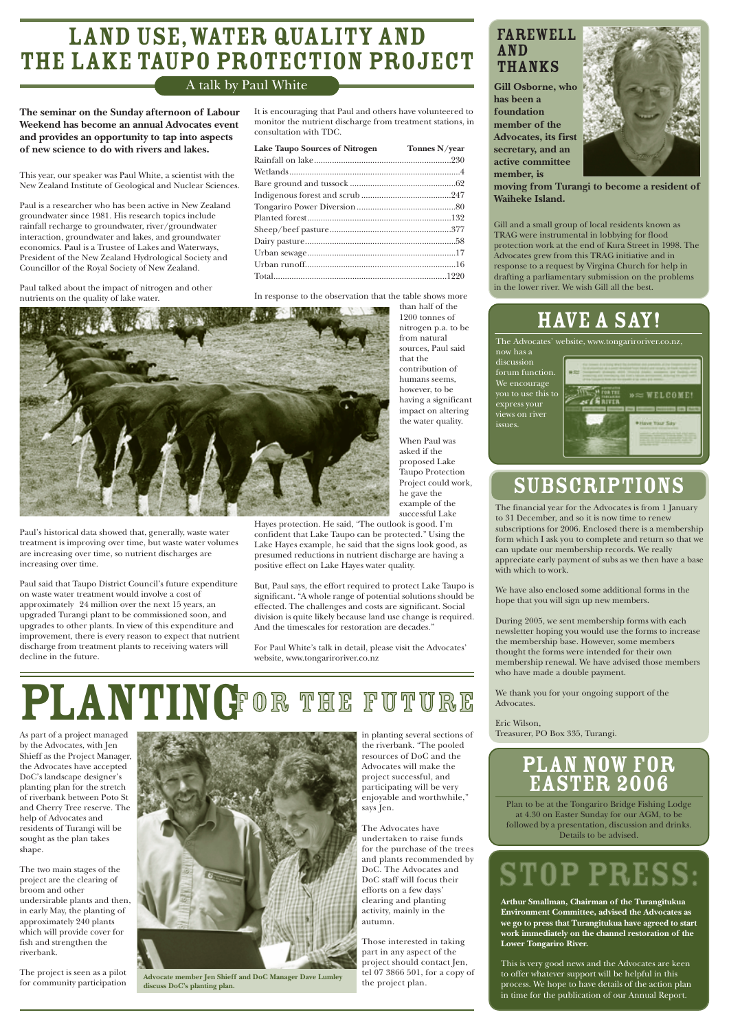# LAND USE, WATER QUALITY AND THE LAKE TAUPO PROTECTION PROJECT

## A talk by Paul White

**The seminar on the Sunday afternoon of Labour Weekend has become an annual Advocates event and provides an opportunity to tap into aspects of new science to do with rivers and lakes.**

This year, our speaker was Paul White, a scientist with the New Zealand Institute of Geological and Nuclear Sciences.

Paul is a researcher who has been active in New Zealand groundwater since 1981. His research topics include rainfall recharge to groundwater, river/groundwater interaction, groundwater and lakes, and groundwater economics. Paul is a Trustee of Lakes and Waterways, President of the New Zealand Hydrological Society and Councillor of the Royal Society of New Zealand.

Paul talked about the impact of nitrogen and other nutrients on the quality of lake water.

Paul's historical data showed that, generally, waste water treatment is improving over time, but waste water volumes are increasing over time, so nutrient discharges are increasing over time.

Paul said that Taupo District Council's future expenditure on waste water treatment would involve a cost of approximately 24 million over the next 15 years, an upgraded Turangi plant to be commissioned soon, and upgrades to other plants. In view of this expenditure and improvement, there is every reason to expect that nutrient discharge from treatment plants to receiving waters will decline in the future.

It is encouraging that Paul and others have volunteered to monitor the nutrient discharge from treatment stations, in consultation with TDC.

| Lake Taupo Sources of Nitrogen | Tonnes N/year |
|---|---|
| Rainfall on lake | 230 |
| Wetlands | 4 |
| Bare ground and tussock | 62 |
| Indigenous forest and scrub | 247 |
| Tongariro Power Diversion | 80 |
| Planted forest | 132 |
| Sheep/beef pasture | 377 |
| Dairy pasture | 58 |
| Urban sewage | 17 |
| Urban runoff | 16 |
| Total | 1220 |

In response to the observation that the table shows more than half of the 1200 tonnes of nitrogen p.a. to be from natural sources, Paul said that the contribution of humans seems, however, to be having a significant impact on altering the water quality.

When Paul was asked if the proposed Lake Taupo Protection Project could work, he gave the example of the successful Lake Hayes protection. He said, "The outlook is good. I'm confident that Lake Taupo can be protected." Using the Lake Hayes example, he said that the signs look good, as presumed reductions in nutrient discharge are having a positive effect on Lake Hayes water quality.

But, Paul says, the effort required to protect Lake Taupo is significant. "A whole range of potential solutions should be effected. The challenges and costs are significant. Social division is quite likely because land use change is required. And the timescales for restoration are decades."

For Paul White's talk in detail, please visit the Advocates' website, www.tongariroriver.co.nz

# PLANTING FOR THE FUTURE

As part of a project managed by the Advocates, with Jen Shieff as the Project Manager, the Advocates have accepted DoC's landscape designer's planting plan for the stretch of riverbank between Poto St and Cherry Tree reserve. The help of Advocates and residents of Turangi will be sought as the plan takes shape.

The two main stages of the project are the clearing of broom and other undersirable plants and then, in early May, the planting of approximately 240 plants which will provide cover for fish and strengthen the riverbank.

The project is seen as a pilot for community participation in planting several sections of the riverbank. "The pooled resources of DoC and the Advocates will make the project successful, and participating will be very enjoyable and worthwhile," says Jen.

**Advocate member Jen Shieff and DoC Manager Dave Lumley discuss DoC's planting plan.**

The Advocates have undertaken to raise funds for the purchase of the trees and plants recommended by DoC. The Advocates and DoC staff will focus their efforts on a few days' clearing and planting activity, mainly in the autumn.

Those interested in taking part in any aspect of the project should contact Jen, tel 07 3866 501, for a copy of the project plan.

# FAREWELL AND THANKS

**Gill Osborne, who has been a foundation member of the Advocates, its first secretary, and an active committee member, is moving from Turangi to become a resident of Waiheke Island.**

Gill and a small group of local residents known as TRAG were instrumental in lobbying for flood protection work at the end of Kura Street in 1998. The Advocates grew from this TRAG initiative and in response to a request by Virgina Church for help in drafting a parliamentary submission on the problems in the lower river. We wish Gill all the best.

# HAVE A SAY!

The Advocates' website, www.tongariroriver.co.nz, now has a discussion forum function. We encourage you to use this to express your views on river issues.

# SUBSCRIPTIONS

The financial year for the Advocates is from 1 January to 31 December, and so it is now time to renew subscriptions for 2006. Enclosed there is a membership form which I ask you to complete and return so that we can update our membership records. We really appreciate early payment of subs as we then have a base with which to work.

We have also enclosed some additional forms in the hope that you will sign up new members.

During 2005, we sent membership forms with each newsletter hoping you would use the forms to increase the membership base. However, some members thought the forms were intended for their own membership renewal. We have advised those members who have made a double payment.

We thank you for your ongoing support of the Advocates.

Eric Wilson,
Treasurer, PO Box 335, Turangi.

# PLAN NOW FOR EASTER 2006

Plan to be at the Tongariro Bridge Fishing Lodge at 4.30 on Easter Sunday for our AGM, to be followed by a presentation, discussion and drinks. Details to be advised.

# STOP PRESS:

**Arthur Smallman, Chairman of the Turangitukua Environment Committee, advised the Advocates as we go to press that Turangitukua have agreed to start work immediately on the channel restoration of the Lower Tongariro River.**

This is very good news and the Advocates are keen to offer whatever support will be helpful in this process. We hope to have details of the action plan in time for the publication of our Annual Report.